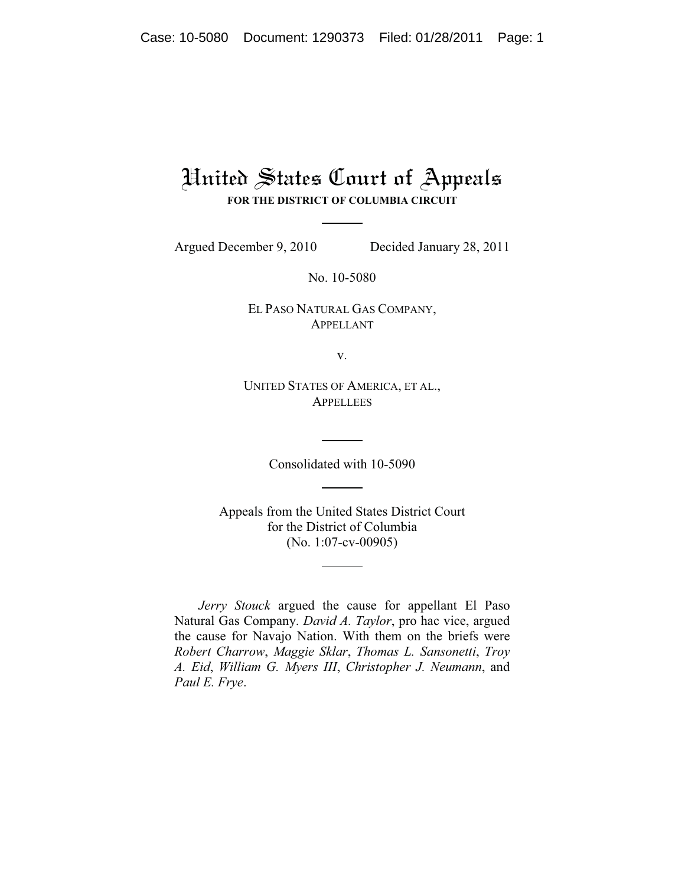# United States Court of Appeals

**FOR THE DISTRICT OF COLUMBIA CIRCUIT**

Argued December 9, 2010 Decided January 28, 2011

No. 10-5080

EL PASO NATURAL GAS COMPANY,
APPELLANT

v.

UNITED STATES OF AMERICA, ET AL.,
APPELLEES

Consolidated with 10-5090

Appeals from the United States District Court
for the District of Columbia
(No. 1:07-cv-00905)

*Jerry Stouck* argued the cause for appellant El Paso Natural Gas Company. *David A. Taylor*, pro hac vice, argued the cause for Navajo Nation. With them on the briefs were *Robert Charrow*, *Maggie Sklar*, *Thomas L. Sansonetti*, *Troy A. Eid*, *William G. Myers III*, *Christopher J. Neumann*, and *Paul E. Frye*.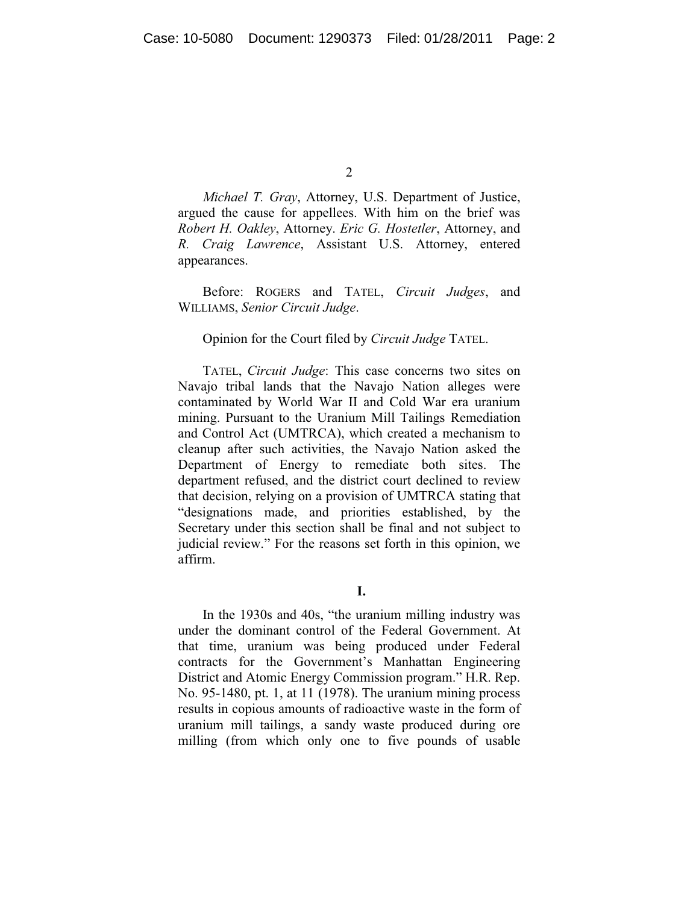*Michael T. Gray*, Attorney, U.S. Department of Justice, argued the cause for appellees. With him on the brief was *Robert H. Oakley*, Attorney. *Eric G. Hostetler*, Attorney, and *R. Craig Lawrence*, Assistant U.S. Attorney, entered appearances.

Before: ROGERS and TATEL, *Circuit Judges*, and WILLIAMS, *Senior Circuit Judge*.

Opinion for the Court filed by *Circuit Judge* TATEL.

TATEL, *Circuit Judge*: This case concerns two sites on Navajo tribal lands that the Navajo Nation alleges were contaminated by World War II and Cold War era uranium mining. Pursuant to the Uranium Mill Tailings Remediation and Control Act (UMTRCA), which created a mechanism to cleanup after such activities, the Navajo Nation asked the Department of Energy to remediate both sites. The department refused, and the district court declined to review that decision, relying on a provision of UMTRCA stating that "designations made, and priorities established, by the Secretary under this section shall be final and not subject to judicial review." For the reasons set forth in this opinion, we affirm.

## I.

In the 1930s and 40s, "the uranium milling industry was under the dominant control of the Federal Government. At that time, uranium was being produced under Federal contracts for the Government's Manhattan Engineering District and Atomic Energy Commission program." H.R. Rep. No. 95-1480, pt. 1, at 11 (1978). The uranium mining process results in copious amounts of radioactive waste in the form of uranium mill tailings, a sandy waste produced during ore milling (from which only one to five pounds of usable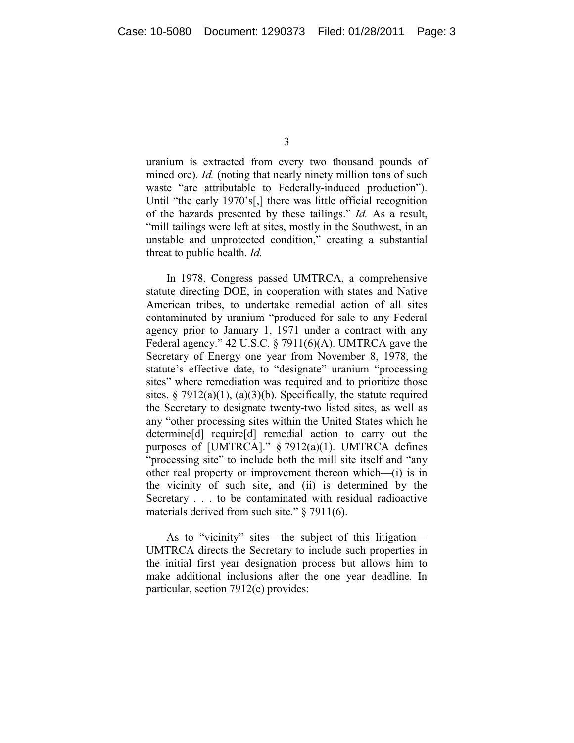uranium is extracted from every two thousand pounds of mined ore). *Id.* (noting that nearly ninety million tons of such waste "are attributable to Federally-induced production"). Until "the early 1970's[,] there was little official recognition of the hazards presented by these tailings." *Id.* As a result, "mill tailings were left at sites, mostly in the Southwest, in an unstable and unprotected condition," creating a substantial threat to public health. *Id.*

In 1978, Congress passed UMTRCA, a comprehensive statute directing DOE, in cooperation with states and Native American tribes, to undertake remedial action of all sites contaminated by uranium "produced for sale to any Federal agency prior to January 1, 1971 under a contract with any Federal agency." 42 U.S.C. § 7911(6)(A). UMTRCA gave the Secretary of Energy one year from November 8, 1978, the statute's effective date, to "designate" uranium "processing sites" where remediation was required and to prioritize those sites. § 7912(a)(1), (a)(3)(b). Specifically, the statute required the Secretary to designate twenty-two listed sites, as well as any "other processing sites within the United States which he determine[d] require[d] remedial action to carry out the purposes of [UMTRCA]." § 7912(a)(1). UMTRCA defines "processing site" to include both the mill site itself and "any other real property or improvement thereon which—(i) is in the vicinity of such site, and (ii) is determined by the Secretary . . . to be contaminated with residual radioactive materials derived from such site." § 7911(6).

As to "vicinity" sites—the subject of this litigation—UMTRCA directs the Secretary to include such properties in the initial first year designation process but allows him to make additional inclusions after the one year deadline. In particular, section 7912(e) provides: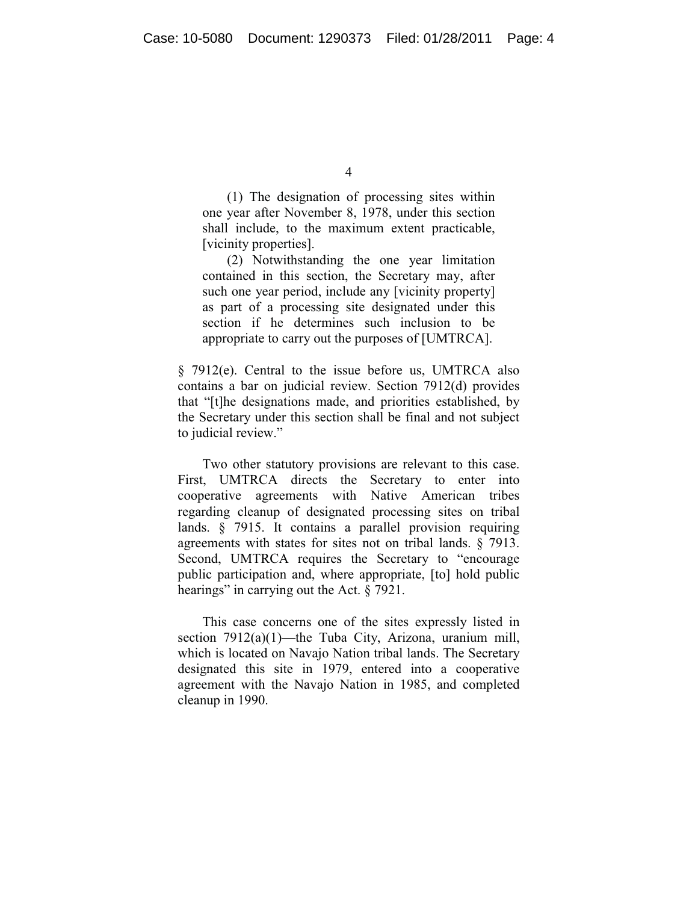> (1) The designation of processing sites within one year after November 8, 1978, under this section shall include, to the maximum extent practicable, [vicinity properties].
>
> (2) Notwithstanding the one year limitation contained in this section, the Secretary may, after such one year period, include any [vicinity property] as part of a processing site designated under this section if he determines such inclusion to be appropriate to carry out the purposes of [UMTRCA].

§ 7912(e). Central to the issue before us, UMTRCA also contains a bar on judicial review. Section 7912(d) provides that "[t]he designations made, and priorities established, by the Secretary under this section shall be final and not subject to judicial review."

Two other statutory provisions are relevant to this case. First, UMTRCA directs the Secretary to enter into cooperative agreements with Native American tribes regarding cleanup of designated processing sites on tribal lands. § 7915. It contains a parallel provision requiring agreements with states for sites not on tribal lands. § 7913. Second, UMTRCA requires the Secretary to "encourage public participation and, where appropriate, [to] hold public hearings" in carrying out the Act. § 7921.

This case concerns one of the sites expressly listed in section 7912(a)(1)—the Tuba City, Arizona, uranium mill, which is located on Navajo Nation tribal lands. The Secretary designated this site in 1979, entered into a cooperative agreement with the Navajo Nation in 1985, and completed cleanup in 1990.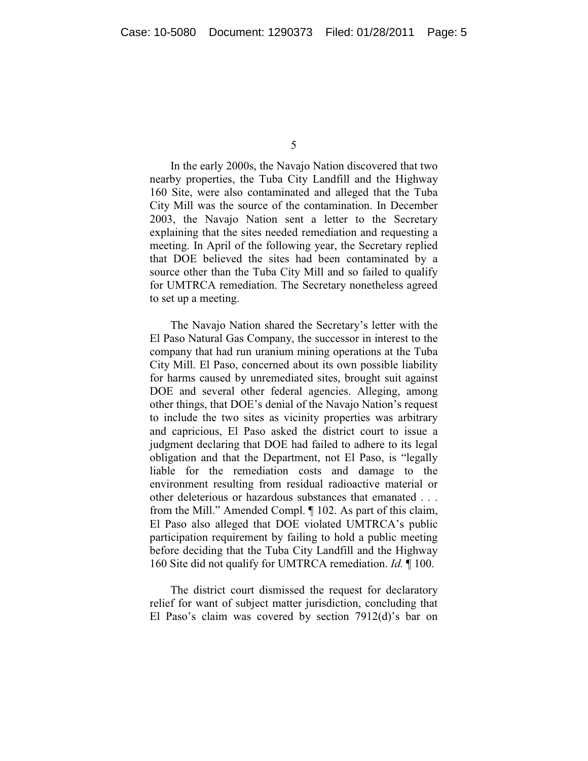In the early 2000s, the Navajo Nation discovered that two nearby properties, the Tuba City Landfill and the Highway 160 Site, were also contaminated and alleged that the Tuba City Mill was the source of the contamination. In December 2003, the Navajo Nation sent a letter to the Secretary explaining that the sites needed remediation and requesting a meeting. In April of the following year, the Secretary replied that DOE believed the sites had been contaminated by a source other than the Tuba City Mill and so failed to qualify for UMTRCA remediation. The Secretary nonetheless agreed to set up a meeting.

The Navajo Nation shared the Secretary's letter with the El Paso Natural Gas Company, the successor in interest to the company that had run uranium mining operations at the Tuba City Mill. El Paso, concerned about its own possible liability for harms caused by unremediated sites, brought suit against DOE and several other federal agencies. Alleging, among other things, that DOE's denial of the Navajo Nation's request to include the two sites as vicinity properties was arbitrary and capricious, El Paso asked the district court to issue a judgment declaring that DOE had failed to adhere to its legal obligation and that the Department, not El Paso, is "legally liable for the remediation costs and damage to the environment resulting from residual radioactive material or other deleterious or hazardous substances that emanated . . . from the Mill." Amended Compl. ¶ 102. As part of this claim, El Paso also alleged that DOE violated UMTRCA's public participation requirement by failing to hold a public meeting before deciding that the Tuba City Landfill and the Highway 160 Site did not qualify for UMTRCA remediation. *Id.* ¶ 100.

The district court dismissed the request for declaratory relief for want of subject matter jurisdiction, concluding that El Paso's claim was covered by section 7912(d)'s bar on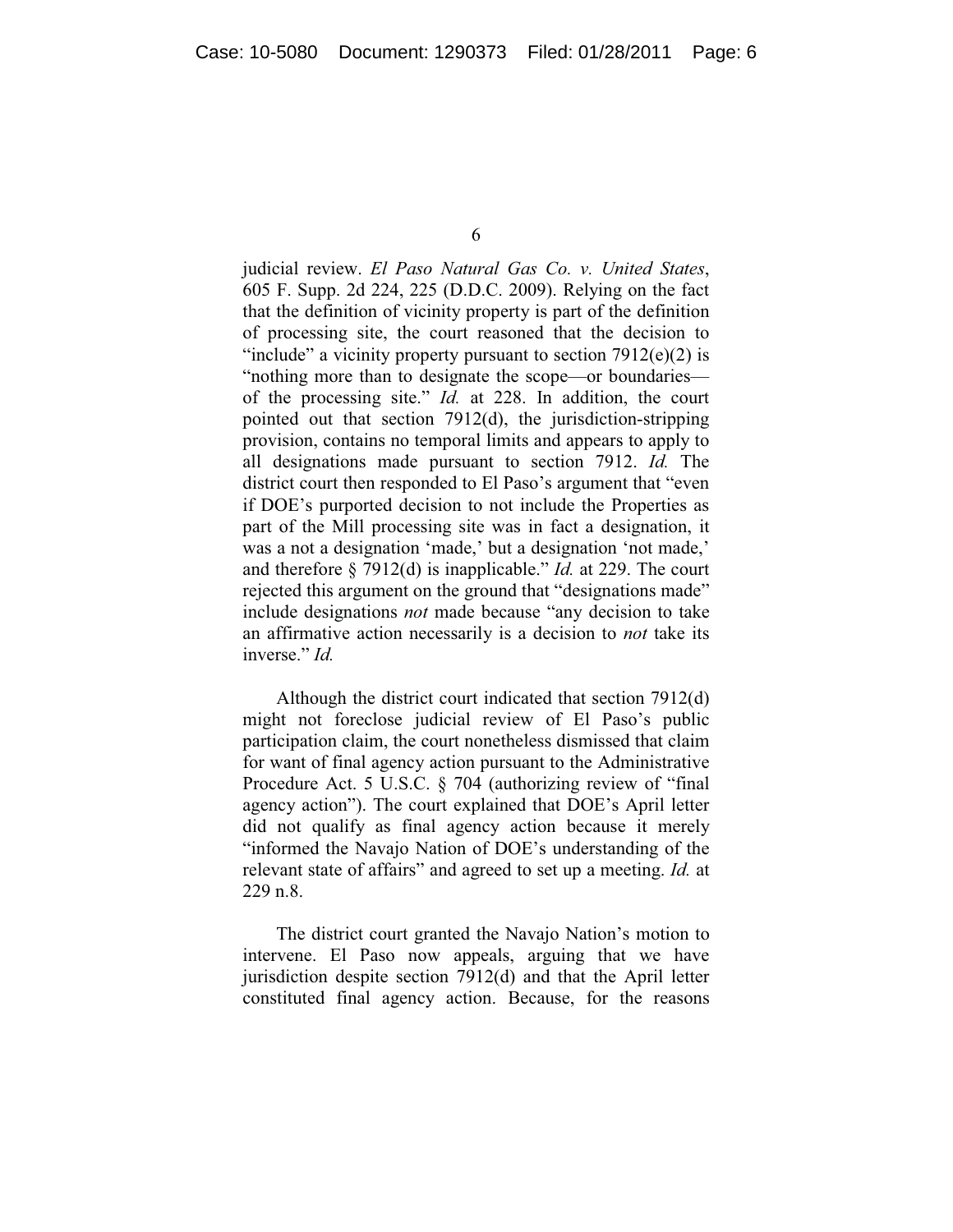judicial review. *El Paso Natural Gas Co. v. United States*, 605 F. Supp. 2d 224, 225 (D.D.C. 2009). Relying on the fact that the definition of vicinity property is part of the definition of processing site, the court reasoned that the decision to "include" a vicinity property pursuant to section 7912(e)(2) is "nothing more than to designate the scope—or boundaries—of the processing site." *Id.* at 228. In addition, the court pointed out that section 7912(d), the jurisdiction-stripping provision, contains no temporal limits and appears to apply to all designations made pursuant to section 7912. *Id.* The district court then responded to El Paso's argument that "even if DOE's purported decision to not include the Properties as part of the Mill processing site was in fact a designation, it was a not a designation 'made,' but a designation 'not made,' and therefore § 7912(d) is inapplicable." *Id.* at 229. The court rejected this argument on the ground that "designations made" include designations *not* made because "any decision to take an affirmative action necessarily is a decision to *not* take its inverse." *Id.*

Although the district court indicated that section 7912(d) might not foreclose judicial review of El Paso's public participation claim, the court nonetheless dismissed that claim for want of final agency action pursuant to the Administrative Procedure Act. 5 U.S.C. § 704 (authorizing review of "final agency action"). The court explained that DOE's April letter did not qualify as final agency action because it merely "informed the Navajo Nation of DOE's understanding of the relevant state of affairs" and agreed to set up a meeting. *Id.* at 229 n.8.

The district court granted the Navajo Nation's motion to intervene. El Paso now appeals, arguing that we have jurisdiction despite section 7912(d) and that the April letter constituted final agency action. Because, for the reasons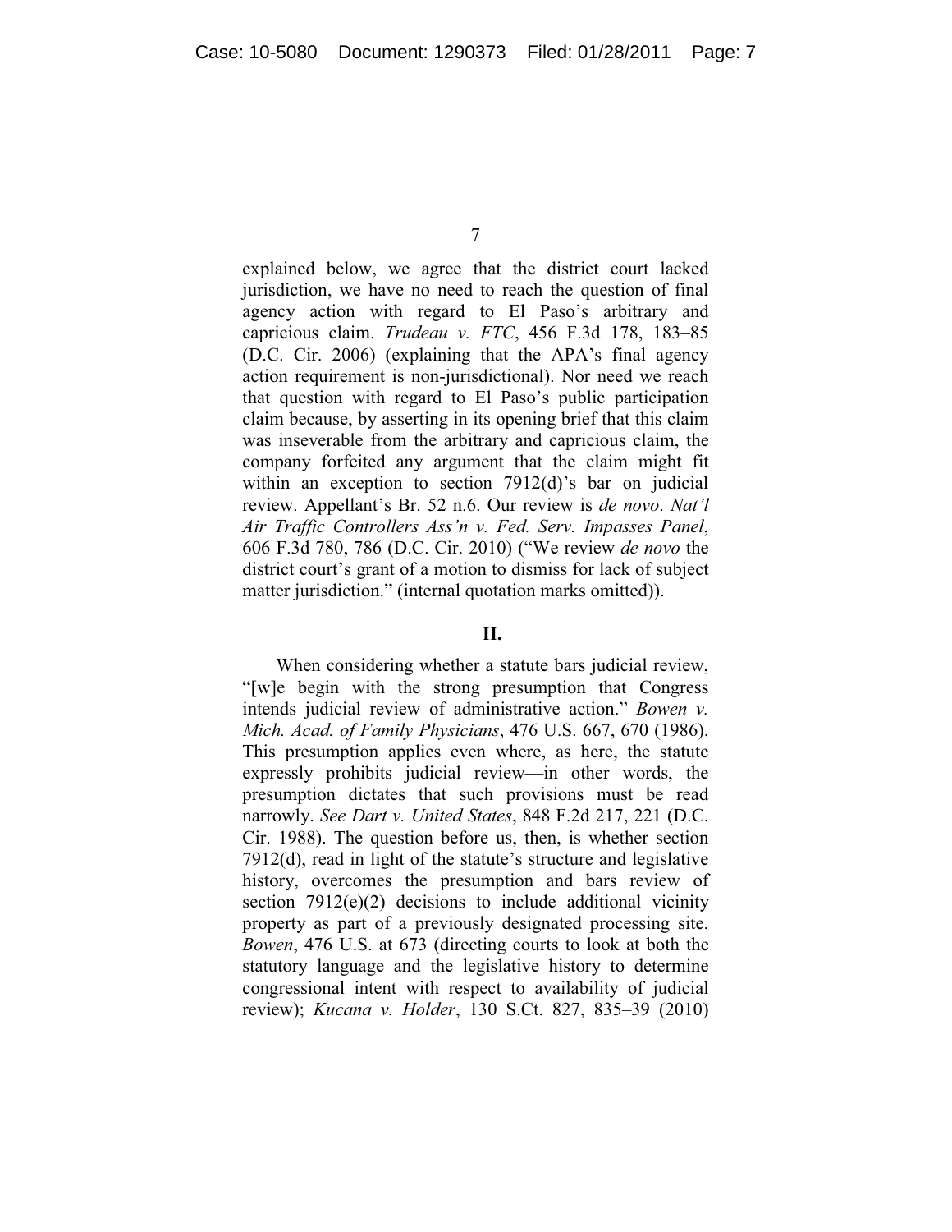explained below, we agree that the district court lacked jurisdiction, we have no need to reach the question of final agency action with regard to El Paso's arbitrary and capricious claim. *Trudeau v. FTC*, 456 F.3d 178, 183–85 (D.C. Cir. 2006) (explaining that the APA's final agency action requirement is non-jurisdictional). Nor need we reach that question with regard to El Paso's public participation claim because, by asserting in its opening brief that this claim was inseverable from the arbitrary and capricious claim, the company forfeited any argument that the claim might fit within an exception to section 7912(d)'s bar on judicial review. Appellant's Br. 52 n.6. Our review is *de novo*. *Nat'l Air Traffic Controllers Ass'n v. Fed. Serv. Impasses Panel*, 606 F.3d 780, 786 (D.C. Cir. 2010) ("We review *de novo* the district court's grant of a motion to dismiss for lack of subject matter jurisdiction." (internal quotation marks omitted)).

## II.

When considering whether a statute bars judicial review, "[w]e begin with the strong presumption that Congress intends judicial review of administrative action." *Bowen v. Mich. Acad. of Family Physicians*, 476 U.S. 667, 670 (1986). This presumption applies even where, as here, the statute expressly prohibits judicial review—in other words, the presumption dictates that such provisions must be read narrowly. *See Dart v. United States*, 848 F.2d 217, 221 (D.C. Cir. 1988). The question before us, then, is whether section 7912(d), read in light of the statute's structure and legislative history, overcomes the presumption and bars review of section 7912(e)(2) decisions to include additional vicinity property as part of a previously designated processing site. *Bowen*, 476 U.S. at 673 (directing courts to look at both the statutory language and the legislative history to determine congressional intent with respect to availability of judicial review); *Kucana v. Holder*, 130 S.Ct. 827, 835–39 (2010)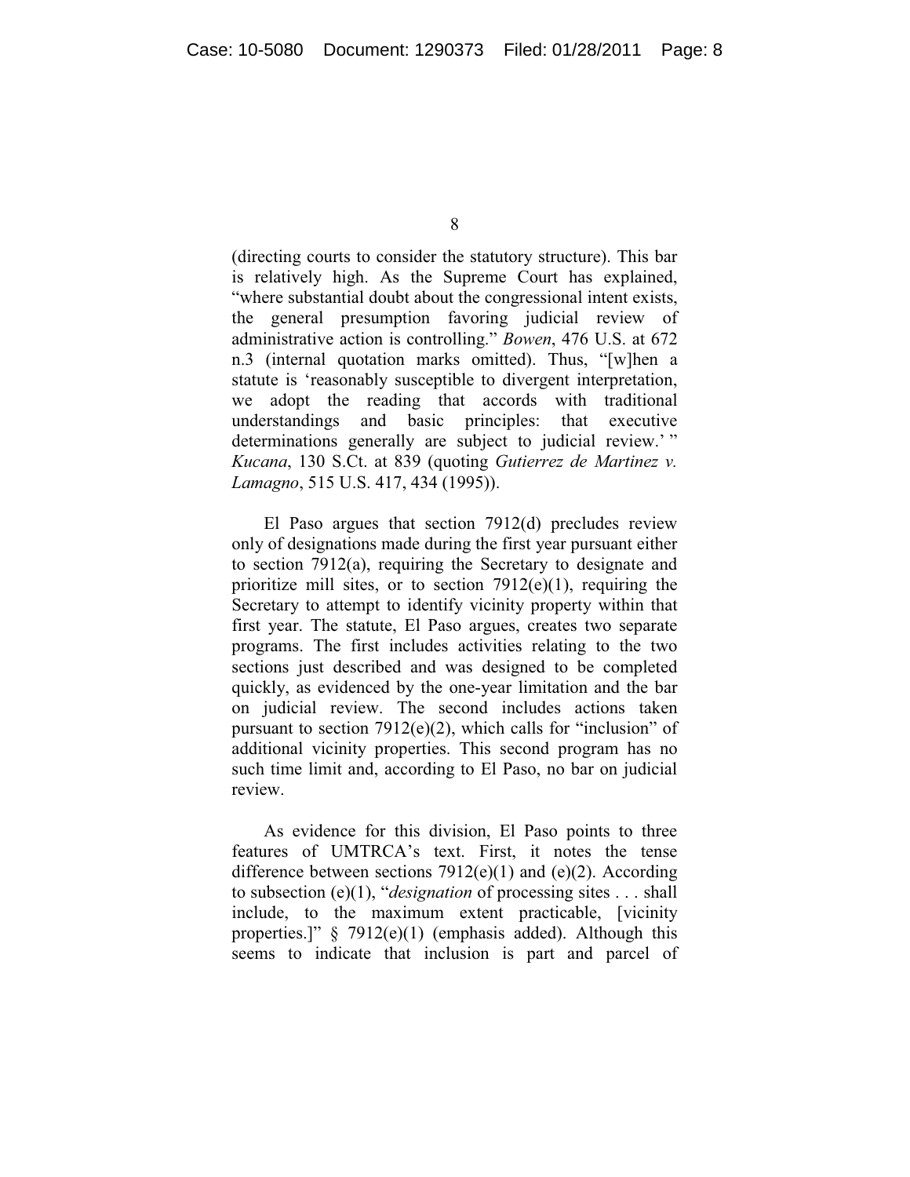(directing courts to consider the statutory structure). This bar is relatively high. As the Supreme Court has explained, "where substantial doubt about the congressional intent exists, the general presumption favoring judicial review of administrative action is controlling." *Bowen*, 476 U.S. at 672 n.3 (internal quotation marks omitted). Thus, "[w]hen a statute is 'reasonably susceptible to divergent interpretation, we adopt the reading that accords with traditional understandings and basic principles: that executive determinations generally are subject to judicial review.' " *Kucana*, 130 S.Ct. at 839 (quoting *Gutierrez de Martinez v. Lamagno*, 515 U.S. 417, 434 (1995)).

El Paso argues that section 7912(d) precludes review only of designations made during the first year pursuant either to section 7912(a), requiring the Secretary to designate and prioritize mill sites, or to section 7912(e)(1), requiring the Secretary to attempt to identify vicinity property within that first year. The statute, El Paso argues, creates two separate programs. The first includes activities relating to the two sections just described and was designed to be completed quickly, as evidenced by the one-year limitation and the bar on judicial review. The second includes actions taken pursuant to section 7912(e)(2), which calls for "inclusion" of additional vicinity properties. This second program has no such time limit and, according to El Paso, no bar on judicial review.

As evidence for this division, El Paso points to three features of UMTRCA's text. First, it notes the tense difference between sections 7912(e)(1) and (e)(2). According to subsection (e)(1), "*designation* of processing sites . . . shall include, to the maximum extent practicable, [vicinity properties.]" § 7912(e)(1) (emphasis added). Although this seems to indicate that inclusion is part and parcel of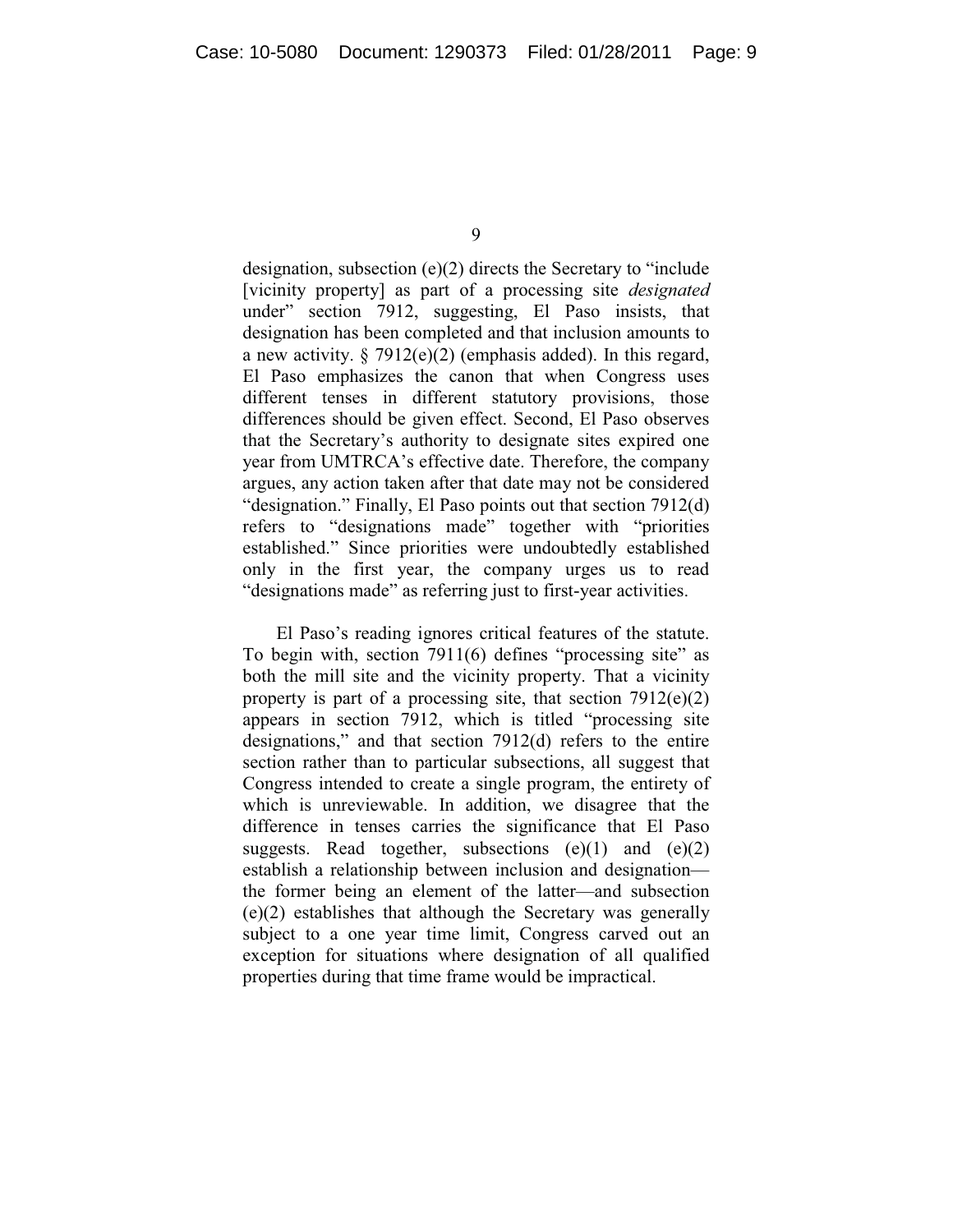designation, subsection (e)(2) directs the Secretary to "include [vicinity property] as part of a processing site *designated* under" section 7912, suggesting, El Paso insists, that designation has been completed and that inclusion amounts to a new activity. § 7912(e)(2) (emphasis added). In this regard, El Paso emphasizes the canon that when Congress uses different tenses in different statutory provisions, those differences should be given effect. Second, El Paso observes that the Secretary's authority to designate sites expired one year from UMTRCA's effective date. Therefore, the company argues, any action taken after that date may not be considered "designation." Finally, El Paso points out that section 7912(d) refers to "designations made" together with "priorities established." Since priorities were undoubtedly established only in the first year, the company urges us to read "designations made" as referring just to first-year activities.

El Paso's reading ignores critical features of the statute. To begin with, section 7911(6) defines "processing site" as both the mill site and the vicinity property. That a vicinity property is part of a processing site, that section 7912(e)(2) appears in section 7912, which is titled "processing site designations," and that section 7912(d) refers to the entire section rather than to particular subsections, all suggest that Congress intended to create a single program, the entirety of which is unreviewable. In addition, we disagree that the difference in tenses carries the significance that El Paso suggests. Read together, subsections (e)(1) and (e)(2) establish a relationship between inclusion and designation—the former being an element of the latter—and subsection (e)(2) establishes that although the Secretary was generally subject to a one year time limit, Congress carved out an exception for situations where designation of all qualified properties during that time frame would be impractical.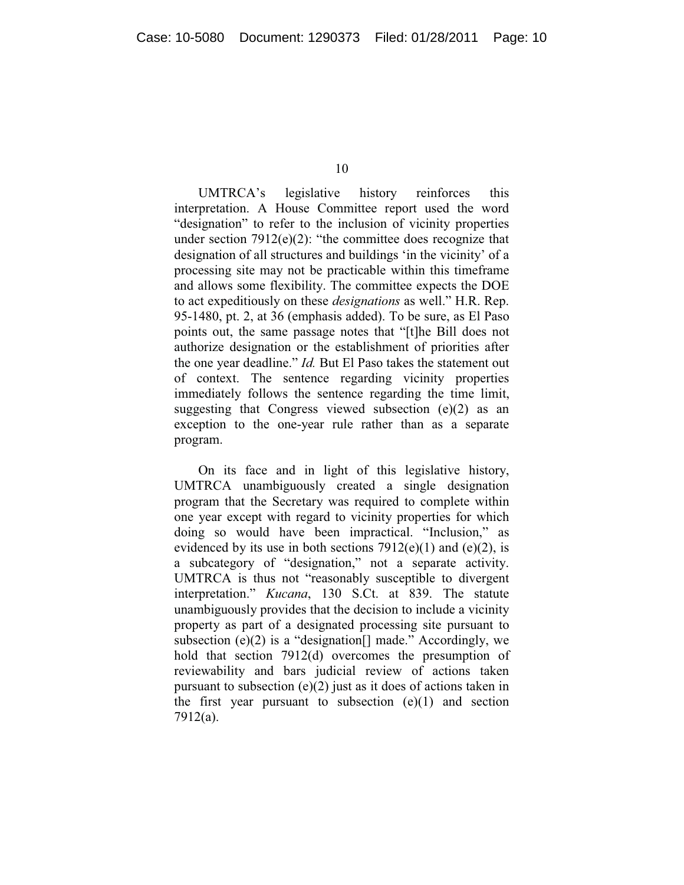UMTRCA's legislative history reinforces this interpretation. A House Committee report used the word "designation" to refer to the inclusion of vicinity properties under section 7912(e)(2): "the committee does recognize that designation of all structures and buildings 'in the vicinity' of a processing site may not be practicable within this timeframe and allows some flexibility. The committee expects the DOE to act expeditiously on these *designations* as well." H.R. Rep. 95-1480, pt. 2, at 36 (emphasis added). To be sure, as El Paso points out, the same passage notes that "[t]he Bill does not authorize designation or the establishment of priorities after the one year deadline." *Id.* But El Paso takes the statement out of context. The sentence regarding vicinity properties immediately follows the sentence regarding the time limit, suggesting that Congress viewed subsection (e)(2) as an exception to the one-year rule rather than as a separate program.

On its face and in light of this legislative history, UMTRCA unambiguously created a single designation program that the Secretary was required to complete within one year except with regard to vicinity properties for which doing so would have been impractical. "Inclusion," as evidenced by its use in both sections 7912(e)(1) and (e)(2), is a subcategory of "designation," not a separate activity. UMTRCA is thus not "reasonably susceptible to divergent interpretation." *Kucana*, 130 S.Ct. at 839. The statute unambiguously provides that the decision to include a vicinity property as part of a designated processing site pursuant to subsection (e)(2) is a "designation[] made." Accordingly, we hold that section 7912(d) overcomes the presumption of reviewability and bars judicial review of actions taken pursuant to subsection (e)(2) just as it does of actions taken in the first year pursuant to subsection (e)(1) and section 7912(a).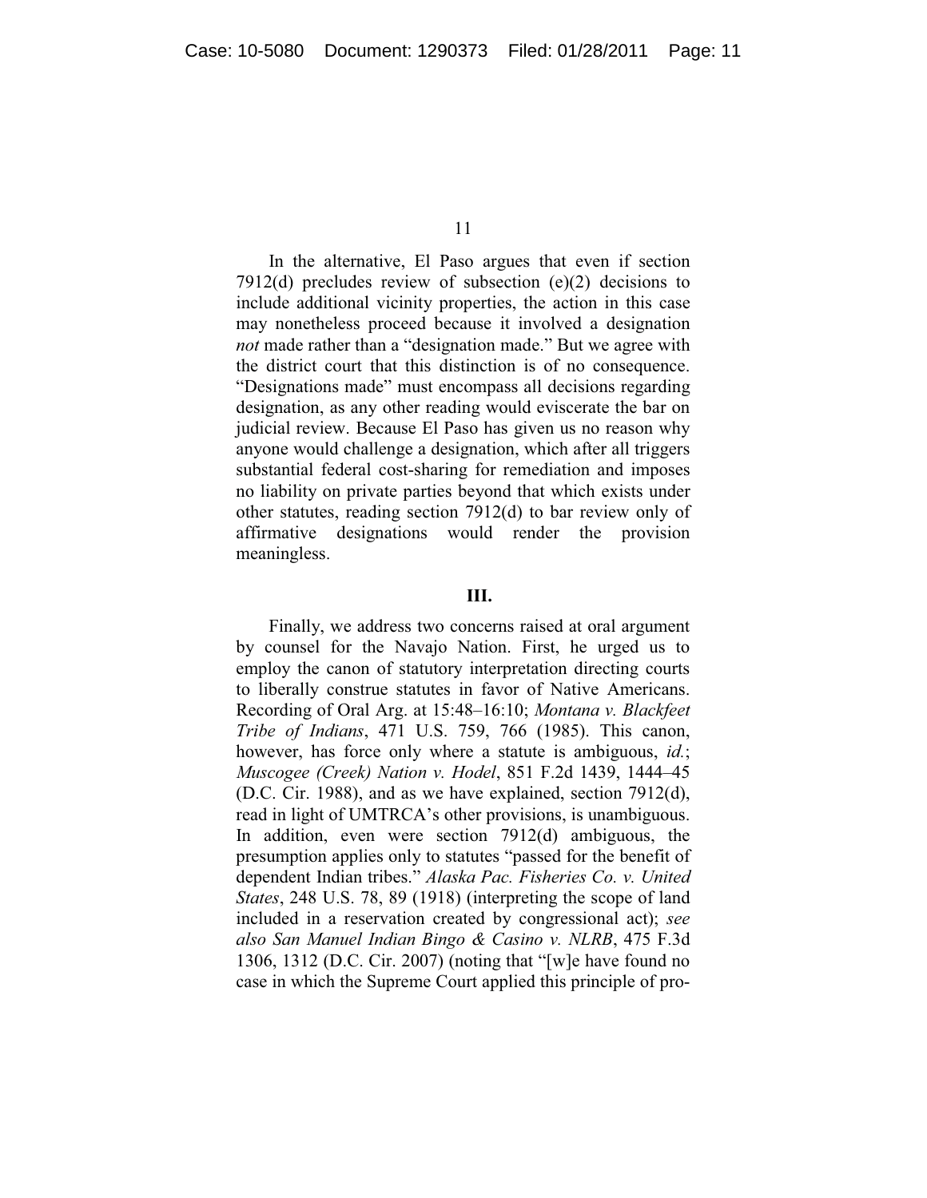In the alternative, El Paso argues that even if section 7912(d) precludes review of subsection (e)(2) decisions to include additional vicinity properties, the action in this case may nonetheless proceed because it involved a designation *not* made rather than a "designation made." But we agree with the district court that this distinction is of no consequence. "Designations made" must encompass all decisions regarding designation, as any other reading would eviscerate the bar on judicial review. Because El Paso has given us no reason why anyone would challenge a designation, which after all triggers substantial federal cost-sharing for remediation and imposes no liability on private parties beyond that which exists under other statutes, reading section 7912(d) to bar review only of affirmative designations would render the provision meaningless.

**III.**

Finally, we address two concerns raised at oral argument by counsel for the Navajo Nation. First, he urged us to employ the canon of statutory interpretation directing courts to liberally construe statutes in favor of Native Americans. Recording of Oral Arg. at 15:48–16:10; *Montana v. Blackfeet Tribe of Indians*, 471 U.S. 759, 766 (1985). This canon, however, has force only where a statute is ambiguous, *id.*; *Muscogee (Creek) Nation v. Hodel*, 851 F.2d 1439, 1444–45 (D.C. Cir. 1988), and as we have explained, section 7912(d), read in light of UMTRCA's other provisions, is unambiguous. In addition, even were section 7912(d) ambiguous, the presumption applies only to statutes "passed for the benefit of dependent Indian tribes." *Alaska Pac. Fisheries Co. v. United States*, 248 U.S. 78, 89 (1918) (interpreting the scope of land included in a reservation created by congressional act); *see also San Manuel Indian Bingo & Casino v. NLRB*, 475 F.3d 1306, 1312 (D.C. Cir. 2007) (noting that "[w]e have found no case in which the Supreme Court applied this principle of pro-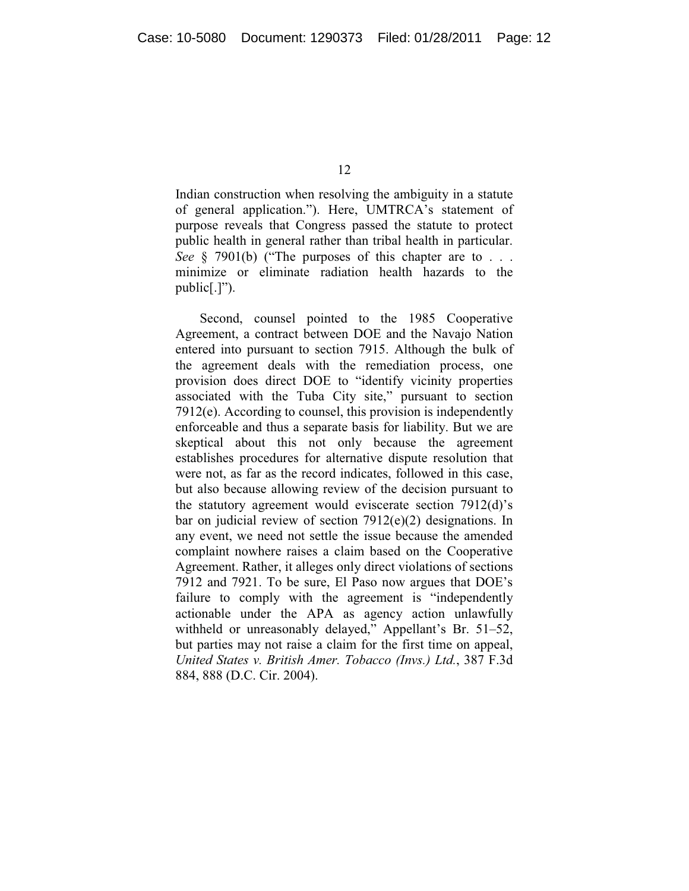Indian construction when resolving the ambiguity in a statute of general application."). Here, UMTRCA's statement of purpose reveals that Congress passed the statute to protect public health in general rather than tribal health in particular. *See* § 7901(b) ("The purposes of this chapter are to . . . minimize or eliminate radiation health hazards to the public[.]").

Second, counsel pointed to the 1985 Cooperative Agreement, a contract between DOE and the Navajo Nation entered into pursuant to section 7915. Although the bulk of the agreement deals with the remediation process, one provision does direct DOE to "identify vicinity properties associated with the Tuba City site," pursuant to section 7912(e). According to counsel, this provision is independently enforceable and thus a separate basis for liability. But we are skeptical about this not only because the agreement establishes procedures for alternative dispute resolution that were not, as far as the record indicates, followed in this case, but also because allowing review of the decision pursuant to the statutory agreement would eviscerate section 7912(d)'s bar on judicial review of section 7912(e)(2) designations. In any event, we need not settle the issue because the amended complaint nowhere raises a claim based on the Cooperative Agreement. Rather, it alleges only direct violations of sections 7912 and 7921. To be sure, El Paso now argues that DOE's failure to comply with the agreement is "independently actionable under the APA as agency action unlawfully withheld or unreasonably delayed," Appellant's Br. 51–52, but parties may not raise a claim for the first time on appeal, *United States v. British Amer. Tobacco (Invs.) Ltd.*, 387 F.3d 884, 888 (D.C. Cir. 2004).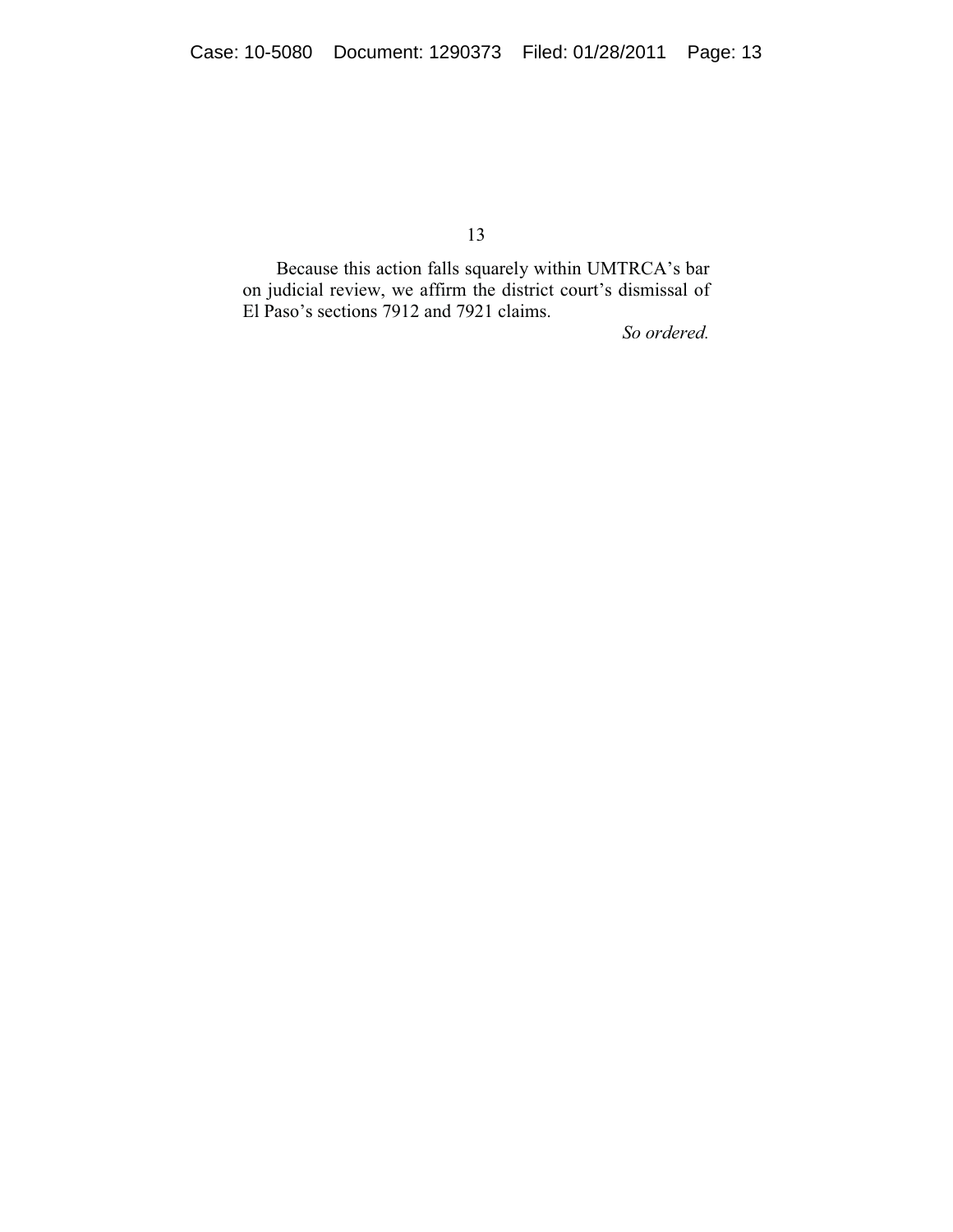Because this action falls squarely within UMTRCA's bar on judicial review, we affirm the district court's dismissal of El Paso's sections 7912 and 7921 claims.

*So ordered.*